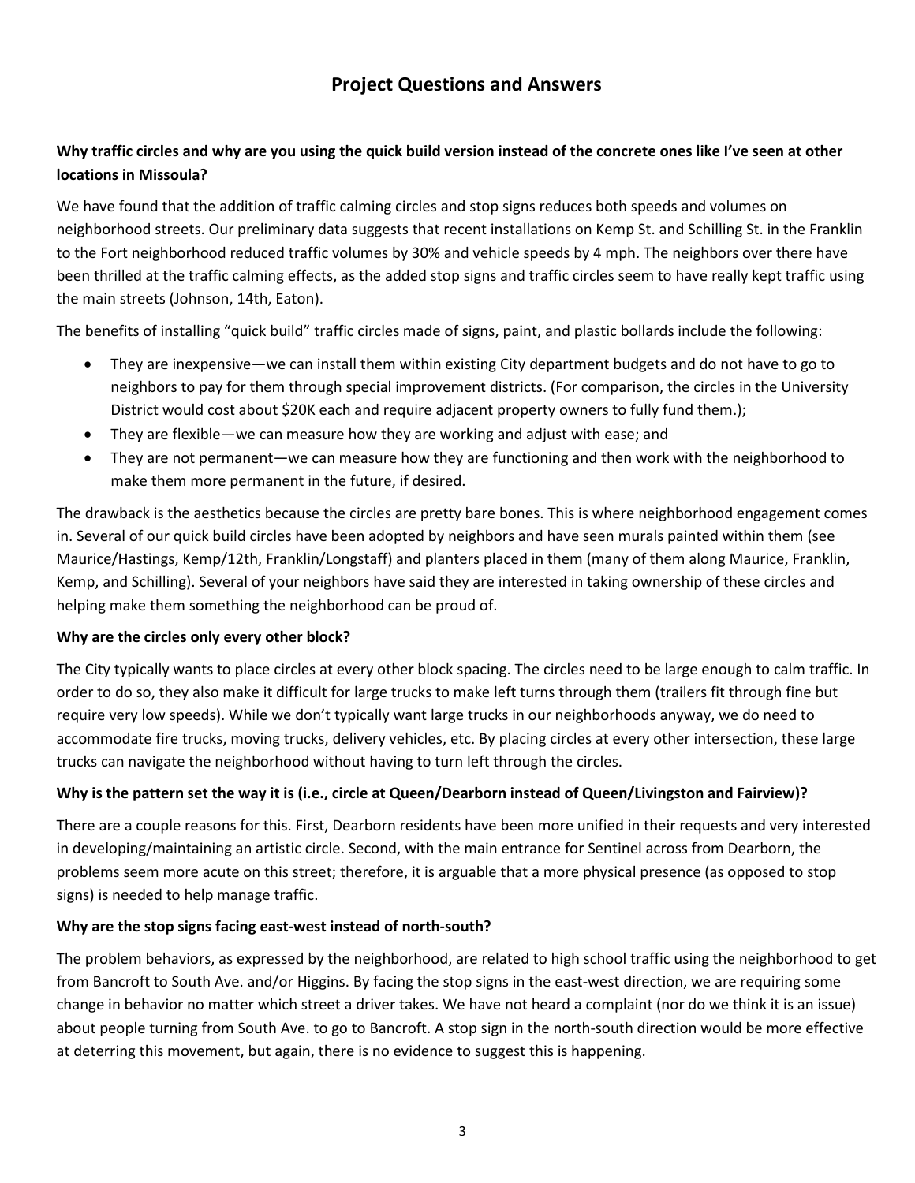# Project Questions and Answers

**Why traffic circles and why are you using the quick build version instead of the concrete ones like I've seen at other locations in Missoula?**

We have found that the addition of traffic calming circles and stop signs reduces both speeds and volumes on neighborhood streets. Our preliminary data suggests that recent installations on Kemp St. and Schilling St. in the Franklin to the Fort neighborhood reduced traffic volumes by 30% and vehicle speeds by 4 mph. The neighbors over there have been thrilled at the traffic calming effects, as the added stop signs and traffic circles seem to have really kept traffic using the main streets (Johnson, 14th, Eaton).

The benefits of installing "quick build" traffic circles made of signs, paint, and plastic bollards include the following:

- They are inexpensive—we can install them within existing City department budgets and do not have to go to neighbors to pay for them through special improvement districts. (For comparison, the circles in the University District would cost about $20K each and require adjacent property owners to fully fund them.);
- They are flexible—we can measure how they are working and adjust with ease; and
- They are not permanent—we can measure how they are functioning and then work with the neighborhood to make them more permanent in the future, if desired.

The drawback is the aesthetics because the circles are pretty bare bones. This is where neighborhood engagement comes in. Several of our quick build circles have been adopted by neighbors and have seen murals painted within them (see Maurice/Hastings, Kemp/12th, Franklin/Longstaff) and planters placed in them (many of them along Maurice, Franklin, Kemp, and Schilling). Several of your neighbors have said they are interested in taking ownership of these circles and helping make them something the neighborhood can be proud of.

**Why are the circles only every other block?**

The City typically wants to place circles at every other block spacing. The circles need to be large enough to calm traffic. In order to do so, they also make it difficult for large trucks to make left turns through them (trailers fit through fine but require very low speeds). While we don't typically want large trucks in our neighborhoods anyway, we do need to accommodate fire trucks, moving trucks, delivery vehicles, etc. By placing circles at every other intersection, these large trucks can navigate the neighborhood without having to turn left through the circles.

**Why is the pattern set the way it is (i.e., circle at Queen/Dearborn instead of Queen/Livingston and Fairview)?**

There are a couple reasons for this. First, Dearborn residents have been more unified in their requests and very interested in developing/maintaining an artistic circle. Second, with the main entrance for Sentinel across from Dearborn, the problems seem more acute on this street; therefore, it is arguable that a more physical presence (as opposed to stop signs) is needed to help manage traffic.

**Why are the stop signs facing east-west instead of north-south?**

The problem behaviors, as expressed by the neighborhood, are related to high school traffic using the neighborhood to get from Bancroft to South Ave. and/or Higgins. By facing the stop signs in the east-west direction, we are requiring some change in behavior no matter which street a driver takes. We have not heard a complaint (nor do we think it is an issue) about people turning from South Ave. to go to Bancroft. A stop sign in the north-south direction would be more effective at deterring this movement, but again, there is no evidence to suggest this is happening.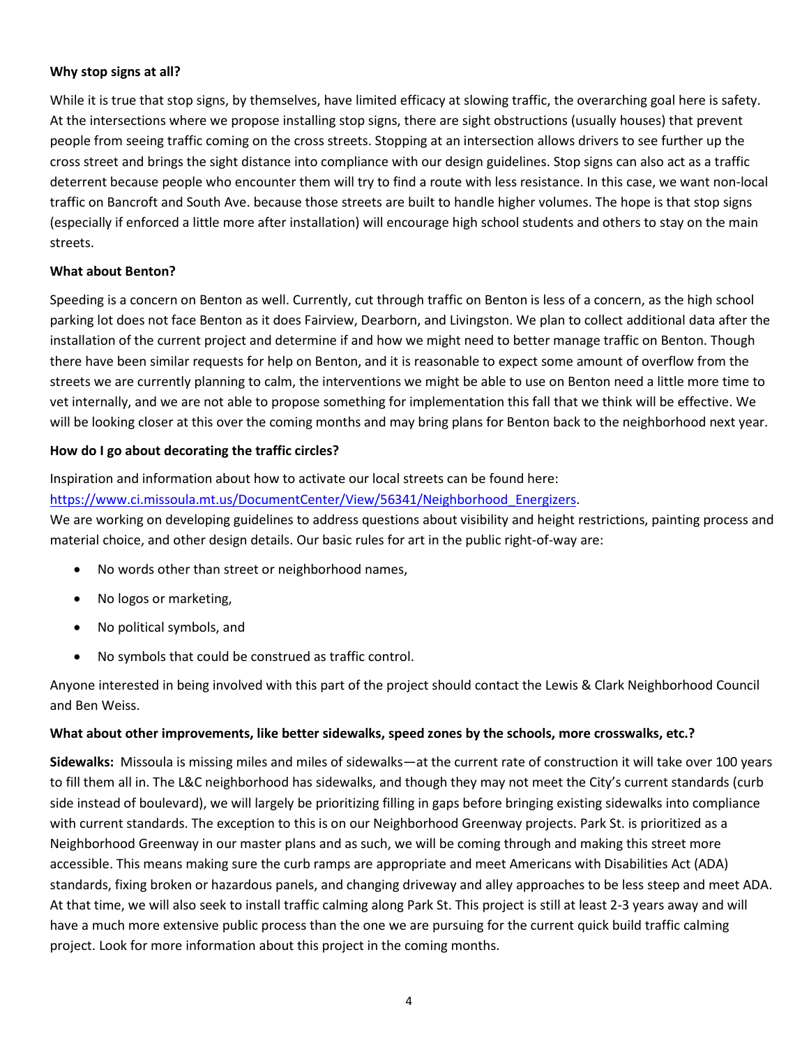**Why stop signs at all?**

While it is true that stop signs, by themselves, have limited efficacy at slowing traffic, the overarching goal here is safety. At the intersections where we propose installing stop signs, there are sight obstructions (usually houses) that prevent people from seeing traffic coming on the cross streets. Stopping at an intersection allows drivers to see further up the cross street and brings the sight distance into compliance with our design guidelines. Stop signs can also act as a traffic deterrent because people who encounter them will try to find a route with less resistance. In this case, we want non-local traffic on Bancroft and South Ave. because those streets are built to handle higher volumes. The hope is that stop signs (especially if enforced a little more after installation) will encourage high school students and others to stay on the main streets.

**What about Benton?**

Speeding is a concern on Benton as well. Currently, cut through traffic on Benton is less of a concern, as the high school parking lot does not face Benton as it does Fairview, Dearborn, and Livingston. We plan to collect additional data after the installation of the current project and determine if and how we might need to better manage traffic on Benton. Though there have been similar requests for help on Benton, and it is reasonable to expect some amount of overflow from the streets we are currently planning to calm, the interventions we might be able to use on Benton need a little more time to vet internally, and we are not able to propose something for implementation this fall that we think will be effective. We will be looking closer at this over the coming months and may bring plans for Benton back to the neighborhood next year.

**How do I go about decorating the traffic circles?**

Inspiration and information about how to activate our local streets can be found here:
[https://www.ci.missoula.mt.us/DocumentCenter/View/56341/Neighborhood_Energizers](https://www.ci.missoula.mt.us/DocumentCenter/View/56341/Neighborhood_Energizers).
We are working on developing guidelines to address questions about visibility and height restrictions, painting process and material choice, and other design details. Our basic rules for art in the public right-of-way are:

- No words other than street or neighborhood names,
- No logos or marketing,
- No political symbols, and
- No symbols that could be construed as traffic control.

Anyone interested in being involved with this part of the project should contact the Lewis & Clark Neighborhood Council and Ben Weiss.

**What about other improvements, like better sidewalks, speed zones by the schools, more crosswalks, etc.?**

**Sidewalks:** Missoula is missing miles and miles of sidewalks—at the current rate of construction it will take over 100 years to fill them all in. The L&C neighborhood has sidewalks, and though they may not meet the City's current standards (curb side instead of boulevard), we will largely be prioritizing filling in gaps before bringing existing sidewalks into compliance with current standards. The exception to this is on our Neighborhood Greenway projects. Park St. is prioritized as a Neighborhood Greenway in our master plans and as such, we will be coming through and making this street more accessible. This means making sure the curb ramps are appropriate and meet Americans with Disabilities Act (ADA) standards, fixing broken or hazardous panels, and changing driveway and alley approaches to be less steep and meet ADA. At that time, we will also seek to install traffic calming along Park St. This project is still at least 2-3 years away and will have a much more extensive public process than the one we are pursuing for the current quick build traffic calming project. Look for more information about this project in the coming months.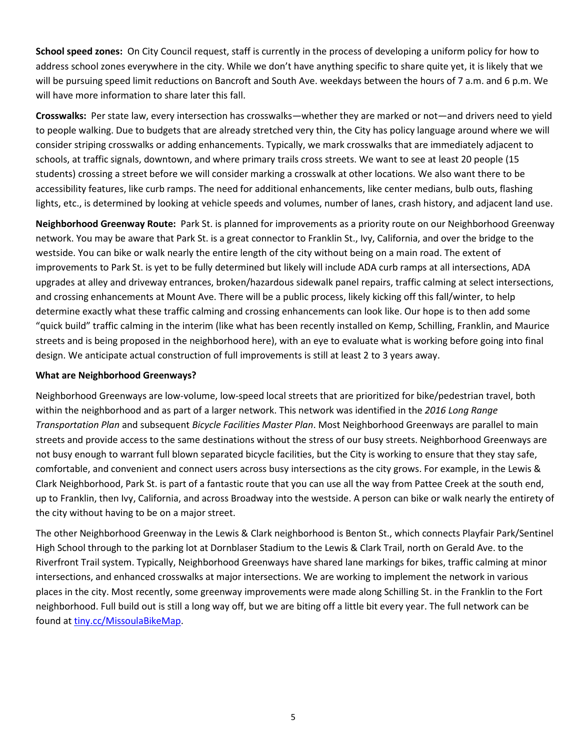**School speed zones:** On City Council request, staff is currently in the process of developing a uniform policy for how to address school zones everywhere in the city. While we don't have anything specific to share quite yet, it is likely that we will be pursuing speed limit reductions on Bancroft and South Ave. weekdays between the hours of 7 a.m. and 6 p.m. We will have more information to share later this fall.

**Crosswalks:** Per state law, every intersection has crosswalks—whether they are marked or not—and drivers need to yield to people walking. Due to budgets that are already stretched very thin, the City has policy language around where we will consider striping crosswalks or adding enhancements. Typically, we mark crosswalks that are immediately adjacent to schools, at traffic signals, downtown, and where primary trails cross streets. We want to see at least 20 people (15 students) crossing a street before we will consider marking a crosswalk at other locations. We also want there to be accessibility features, like curb ramps. The need for additional enhancements, like center medians, bulb outs, flashing lights, etc., is determined by looking at vehicle speeds and volumes, number of lanes, crash history, and adjacent land use.

**Neighborhood Greenway Route:** Park St. is planned for improvements as a priority route on our Neighborhood Greenway network. You may be aware that Park St. is a great connector to Franklin St., Ivy, California, and over the bridge to the westside. You can bike or walk nearly the entire length of the city without being on a main road. The extent of improvements to Park St. is yet to be fully determined but likely will include ADA curb ramps at all intersections, ADA upgrades at alley and driveway entrances, broken/hazardous sidewalk panel repairs, traffic calming at select intersections, and crossing enhancements at Mount Ave. There will be a public process, likely kicking off this fall/winter, to help determine exactly what these traffic calming and crossing enhancements can look like. Our hope is to then add some "quick build" traffic calming in the interim (like what has been recently installed on Kemp, Schilling, Franklin, and Maurice streets and is being proposed in the neighborhood here), with an eye to evaluate what is working before going into final design. We anticipate actual construction of full improvements is still at least 2 to 3 years away.

**What are Neighborhood Greenways?**

Neighborhood Greenways are low-volume, low-speed local streets that are prioritized for bike/pedestrian travel, both within the neighborhood and as part of a larger network. This network was identified in the *2016 Long Range Transportation Plan* and subsequent *Bicycle Facilities Master Plan*. Most Neighborhood Greenways are parallel to main streets and provide access to the same destinations without the stress of our busy streets. Neighborhood Greenways are not busy enough to warrant full blown separated bicycle facilities, but the City is working to ensure that they stay safe, comfortable, and convenient and connect users across busy intersections as the city grows. For example, in the Lewis & Clark Neighborhood, Park St. is part of a fantastic route that you can use all the way from Pattee Creek at the south end, up to Franklin, then Ivy, California, and across Broadway into the westside. A person can bike or walk nearly the entirety of the city without having to be on a major street.

The other Neighborhood Greenway in the Lewis & Clark neighborhood is Benton St., which connects Playfair Park/Sentinel High School through to the parking lot at Dornblaser Stadium to the Lewis & Clark Trail, north on Gerald Ave. to the Riverfront Trail system. Typically, Neighborhood Greenways have shared lane markings for bikes, traffic calming at minor intersections, and enhanced crosswalks at major intersections. We are working to implement the network in various places in the city. Most recently, some greenway improvements were made along Schilling St. in the Franklin to the Fort neighborhood. Full build out is still a long way off, but we are biting off a little bit every year. The full network can be found at [tiny.cc/MissoulaBikeMap](http://tiny.cc/MissoulaBikeMap).